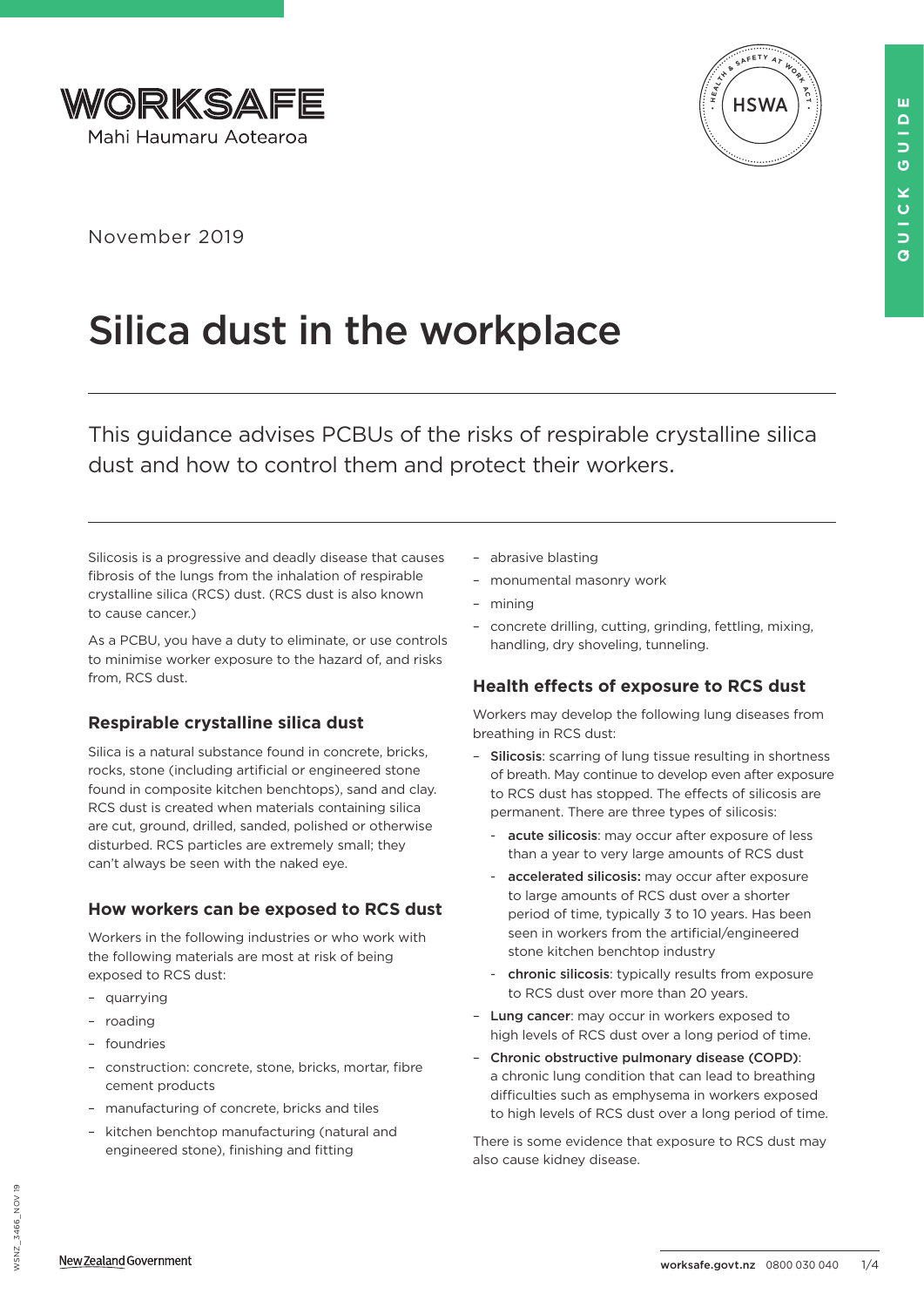WORKSAFE

Mahi Haumaru Aotearoa

November 2019

# Silica dust in the workplace

This guidance advises PCBUs of the risks of respirable crystalline silica dust and how to control them and protect their workers.

Silicosis is a progressive and deadly disease that causes fibrosis of the lungs from the inhalation of respirable crystalline silica (RCS) dust. (RCS dust is also known to cause cancer.)

As a PCBU, you have a duty to eliminate, or use controls to minimise worker exposure to the hazard of, and risks from, RCS dust.

## Respirable crystalline silica dust

Silica is a natural substance found in concrete, bricks, rocks, stone (including artificial or engineered stone found in composite kitchen benchtops), sand and clay. RCS dust is created when materials containing silica are cut, ground, drilled, sanded, polished or otherwise disturbed. RCS particles are extremely small; they can't always be seen with the naked eye.

## How workers can be exposed to RCS dust

Workers in the following industries or who work with the following materials are most at risk of being exposed to RCS dust:

- quarrying
- roading
- foundries
- construction: concrete, stone, bricks, mortar, fibre cement products
- manufacturing of concrete, bricks and tiles
- kitchen benchtop manufacturing (natural and engineered stone), finishing and fitting
- abrasive blasting
- monumental masonry work
- mining
- concrete drilling, cutting, grinding, fettling, mixing, handling, dry shoveling, tunneling.

## Health effects of exposure to RCS dust

Workers may develop the following lung diseases from breathing in RCS dust:

- **Silicosis**: scarring of lung tissue resulting in shortness of breath. May continue to develop even after exposure to RCS dust has stopped. The effects of silicosis are permanent. There are three types of silicosis:
  - **acute silicosis**: may occur after exposure of less than a year to very large amounts of RCS dust
  - **accelerated silicosis:** may occur after exposure to large amounts of RCS dust over a shorter period of time, typically 3 to 10 years. Has been seen in workers from the artificial/engineered stone kitchen benchtop industry
  - **chronic silicosis**: typically results from exposure to RCS dust over more than 20 years.
- **Lung cancer**: may occur in workers exposed to high levels of RCS dust over a long period of time.
- **Chronic obstructive pulmonary disease (COPD)**: a chronic lung condition that can lead to breathing difficulties such as emphysema in workers exposed to high levels of RCS dust over a long period of time.

There is some evidence that exposure to RCS dust may also cause kidney disease.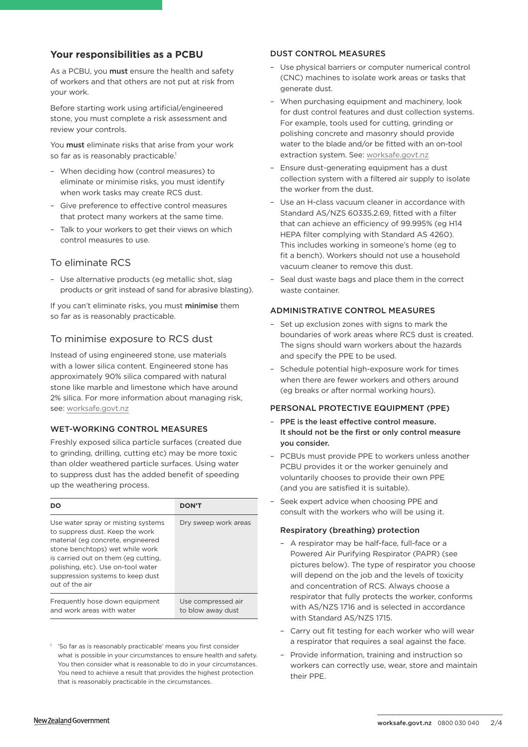## Your responsibilities as a PCBU

As a PCBU, you **must** ensure the health and safety of workers and that others are not put at risk from your work.

Before starting work using artificial/engineered stone, you must complete a risk assessment and review your controls.

You **must** eliminate risks that arise from your work so far as is reasonably practicable.[1]

- When deciding how (control measures) to eliminate or minimise risks, you must identify when work tasks may create RCS dust.
- Give preference to effective control measures that protect many workers at the same time.
- Talk to your workers to get their views on which control measures to use.

### To eliminate RCS

- Use alternative products (eg metallic shot, slag products or grit instead of sand for abrasive blasting).

If you can't eliminate risks, you must **minimise** them so far as is reasonably practicable.

### To minimise exposure to RCS dust

Instead of using engineered stone, use materials with a lower silica content. Engineered stone has approximately 90% silica compared with natural stone like marble and limestone which have around 2% silica. For more information about managing risk, see: worksafe.govt.nz

#### WET-WORKING CONTROL MEASURES

Freshly exposed silica particle surfaces (created due to grinding, drilling, cutting etc) may be more toxic than older weathered particle surfaces. Using water to suppress dust has the added benefit of speeding up the weathering process.

| DO | DON'T |
|---|---|
| Use water spray or misting systems to suppress dust. Keep the work material (eg concrete, engineered stone benchtops) wet while work is carried out on them (eg cutting, polishing, etc). Use on-tool water suppression systems to keep dust out of the air | Dry sweep work areas |
| Frequently hose down equipment and work areas with water | Use compressed air to blow away dust |

[1] 'So far as is reasonably practicable' means you first consider what is possible in your circumstances to ensure health and safety. You then consider what is reasonable to do in your circumstances. You need to achieve a result that provides the highest protection that is reasonably practicable in the circumstances.

#### DUST CONTROL MEASURES

- Use physical barriers or computer numerical control (CNC) machines to isolate work areas or tasks that generate dust.
- When purchasing equipment and machinery, look for dust control features and dust collection systems. For example, tools used for cutting, grinding or polishing concrete and masonry should provide water to the blade and/or be fitted with an on-tool extraction system. See: worksafe.govt.nz
- Ensure dust-generating equipment has a dust collection system with a filtered air supply to isolate the worker from the dust.
- Use an H-class vacuum cleaner in accordance with Standard AS/NZS 60335.2.69, fitted with a filter that can achieve an efficiency of 99.995% (eg H14 HEPA filter complying with Standard AS 4260). This includes working in someone's home (eg to fit a bench). Workers should not use a household vacuum cleaner to remove this dust.
- Seal dust waste bags and place them in the correct waste container.

#### ADMINISTRATIVE CONTROL MEASURES

- Set up exclusion zones with signs to mark the boundaries of work areas where RCS dust is created. The signs should warn workers about the hazards and specify the PPE to be used.
- Schedule potential high-exposure work for times when there are fewer workers and others around (eg breaks or after normal working hours).

#### PERSONAL PROTECTIVE EQUIPMENT (PPE)

- **PPE is the least effective control measure. It should not be the first or only control measure you consider.**
- PCBUs must provide PPE to workers unless another PCBU provides it or the worker genuinely and voluntarily chooses to provide their own PPE (and you are satisfied it is suitable).
- Seek expert advice when choosing PPE and consult with the workers who will be using it.

##### Respiratory (breathing) protection

- A respirator may be half-face, full-face or a Powered Air Purifying Respirator (PAPR) (see pictures below). The type of respirator you choose will depend on the job and the levels of toxicity and concentration of RCS. Always choose a respirator that fully protects the worker, conforms with AS/NZS 1716 and is selected in accordance with Standard AS/NZS 1715.
- Carry out fit testing for each worker who will wear a respirator that requires a seal against the face.
- Provide information, training and instruction so workers can correctly use, wear, store and maintain their PPE.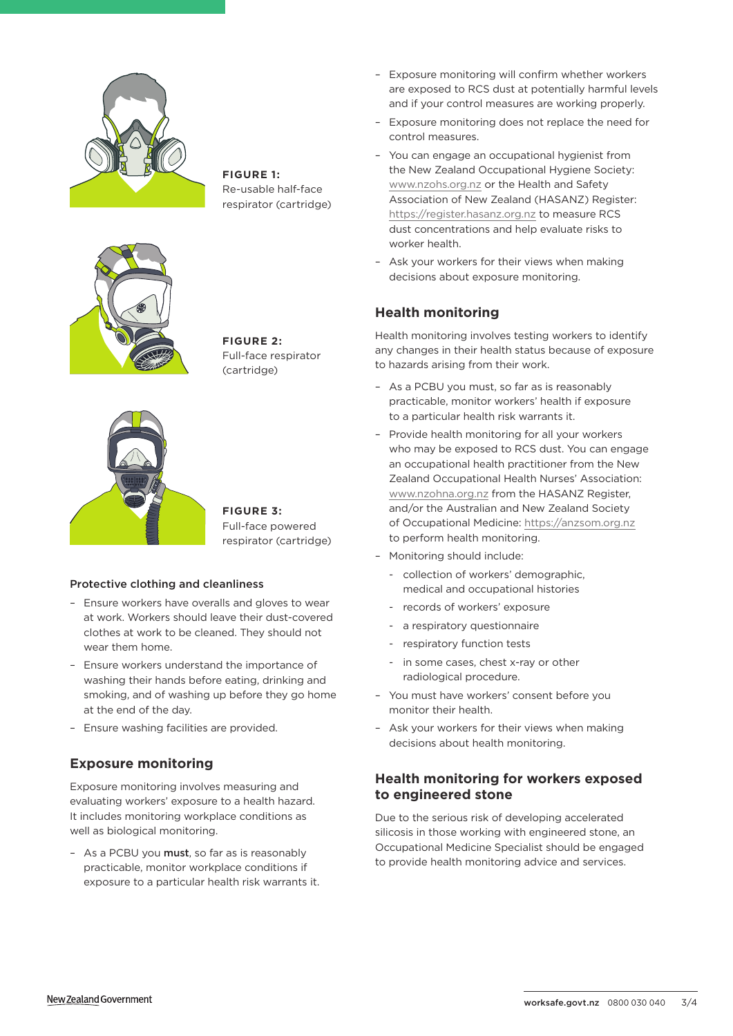**FIGURE 1:**
Re-usable half-face respirator (cartridge)

**FIGURE 2:**
Full-face respirator (cartridge)

**FIGURE 3:**
Full-face powered respirator (cartridge)

### Protective clothing and cleanliness

- Ensure workers have overalls and gloves to wear at work. Workers should leave their dust-covered clothes at work to be cleaned. They should not wear them home.
- Ensure workers understand the importance of washing their hands before eating, drinking and smoking, and of washing up before they go home at the end of the day.
- Ensure washing facilities are provided.

## Exposure monitoring

Exposure monitoring involves measuring and evaluating workers' exposure to a health hazard. It includes monitoring workplace conditions as well as biological monitoring.

- As a PCBU you **must**, so far as is reasonably practicable, monitor workplace conditions if exposure to a particular health risk warrants it.
- Exposure monitoring will confirm whether workers are exposed to RCS dust at potentially harmful levels and if your control measures are working properly.
- Exposure monitoring does not replace the need for control measures.
- You can engage an occupational hygienist from the New Zealand Occupational Hygiene Society: www.nzohs.org.nz or the Health and Safety Association of New Zealand (HASANZ) Register: https://register.hasanz.org.nz to measure RCS dust concentrations and help evaluate risks to worker health.
- Ask your workers for their views when making decisions about exposure monitoring.

## Health monitoring

Health monitoring involves testing workers to identify any changes in their health status because of exposure to hazards arising from their work.

- As a PCBU you must, so far as is reasonably practicable, monitor workers' health if exposure to a particular health risk warrants it.
- Provide health monitoring for all your workers who may be exposed to RCS dust. You can engage an occupational health practitioner from the New Zealand Occupational Health Nurses' Association: www.nzohna.org.nz from the HASANZ Register, and/or the Australian and New Zealand Society of Occupational Medicine: https://anzsom.org.nz to perform health monitoring.
- Monitoring should include:
  - collection of workers' demographic, medical and occupational histories
  - records of workers' exposure
  - a respiratory questionnaire
  - respiratory function tests
  - in some cases, chest x-ray or other radiological procedure.
- You must have workers' consent before you monitor their health.
- Ask your workers for their views when making decisions about health monitoring.

## Health monitoring for workers exposed to engineered stone

Due to the serious risk of developing accelerated silicosis in those working with engineered stone, an Occupational Medicine Specialist should be engaged to provide health monitoring advice and services.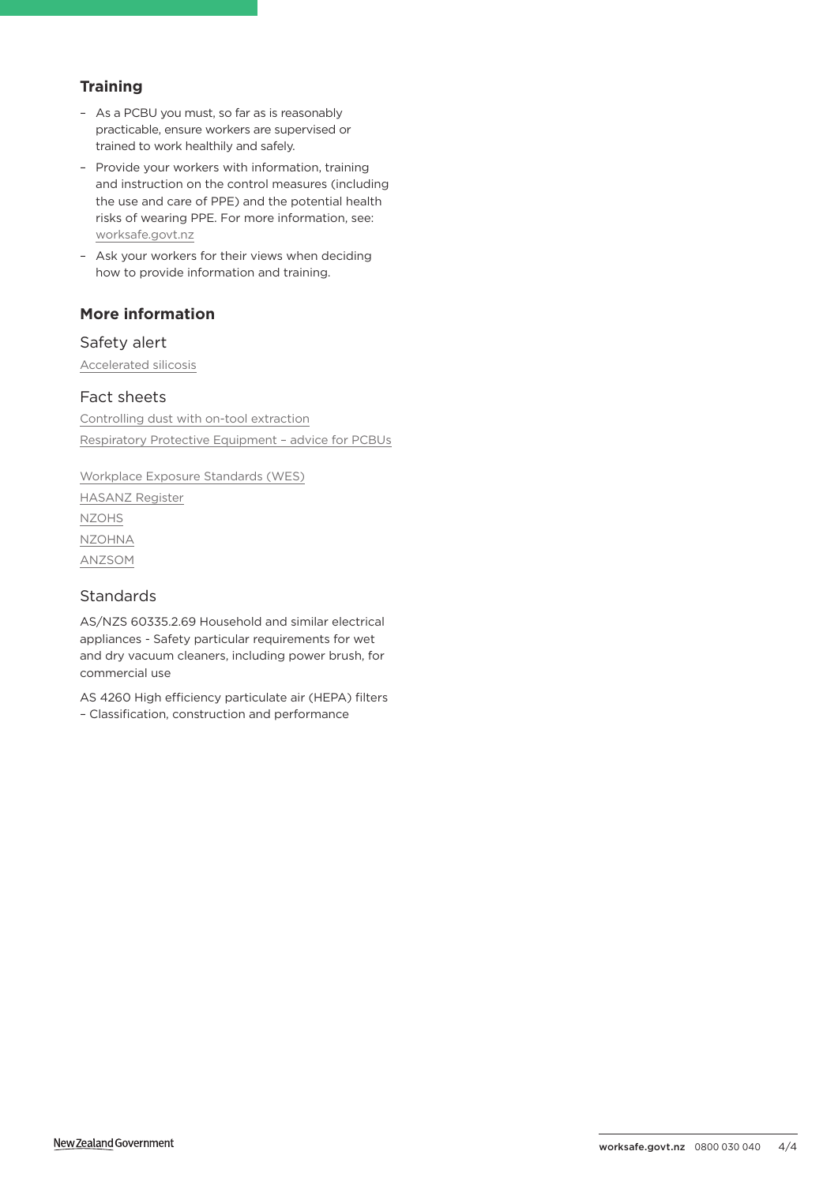## Training

- As a PCBU you must, so far as is reasonably practicable, ensure workers are supervised or trained to work healthily and safely.
- Provide your workers with information, training and instruction on the control measures (including the use and care of PPE) and the potential health risks of wearing PPE. For more information, see: worksafe.govt.nz
- Ask your workers for their views when deciding how to provide information and training.

## More information

### Safety alert

Accelerated silicosis

### Fact sheets

Controlling dust with on-tool extraction

Respiratory Protective Equipment – advice for PCBUs

Workplace Exposure Standards (WES)

HASANZ Register

NZOHS

NZOHNA

ANZSOM

### Standards

AS/NZS 60335.2.69 Household and similar electrical appliances - Safety particular requirements for wet and dry vacuum cleaners, including power brush, for commercial use

AS 4260 High efficiency particulate air (HEPA) filters – Classification, construction and performance